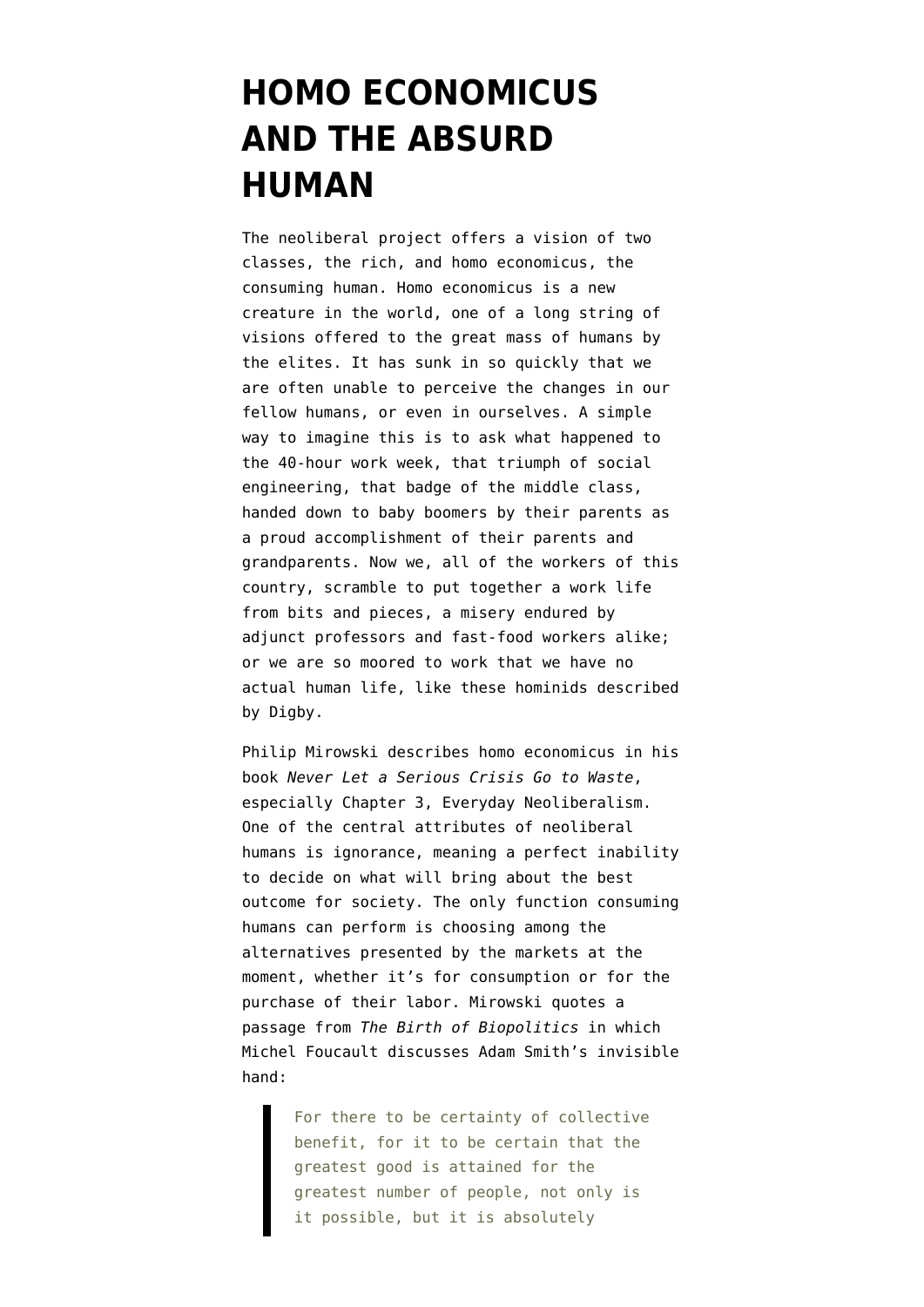# HOMO ECONOMICUS AND THE ABSURD HUMAN

The neoliberal project offers a vision of two classes, the rich, and homo economicus, the consuming human. Homo economicus is a new creature in the world, one of a long string of visions offered to the great mass of humans by the elites. It has sunk in so quickly that we are often unable to perceive the changes in our fellow humans, or even in ourselves. A simple way to imagine this is to ask what happened to the 40-hour work week, that triumph of social engineering, that badge of the middle class, handed down to baby boomers by their parents as a proud accomplishment of their parents and grandparents. Now we, all of the workers of this country, scramble to put together a work life from bits and pieces, a misery endured by adjunct professors and fast-food workers alike; or we are so moored to work that we have no actual human life, like these hominids described by Digby.

Philip Mirowski describes homo economicus in his book *Never Let a Serious Crisis Go to Waste*, especially Chapter 3, Everyday Neoliberalism. One of the central attributes of neoliberal humans is ignorance, meaning a perfect inability to decide on what will bring about the best outcome for society. The only function consuming humans can perform is choosing among the alternatives presented by the markets at the moment, whether it's for consumption or for the purchase of their labor. Mirowski quotes a passage from *The Birth of Biopolitics* in which Michel Foucault discusses Adam Smith's invisible hand:

> For there to be certainty of collective benefit, for it to be certain that the greatest good is attained for the greatest number of people, not only is it possible, but it is absolutely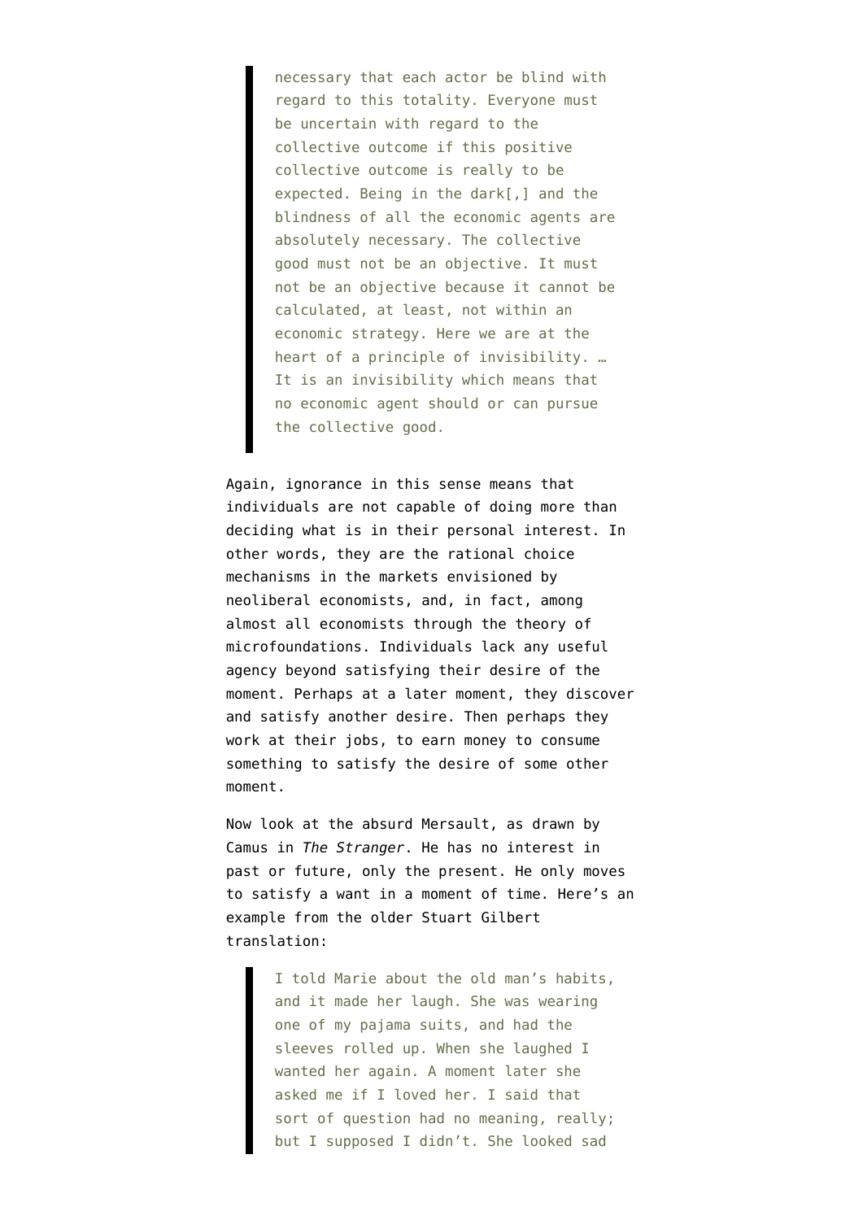> necessary that each actor be blind with regard to this totality. Everyone must be uncertain with regard to the collective outcome if this positive collective outcome is really to be expected. Being in the dark[,] and the blindness of all the economic agents are absolutely necessary. The collective good must not be an objective. It must not be an objective because it cannot be calculated, at least, not within an economic strategy. Here we are at the heart of a principle of invisibility. … It is an invisibility which means that no economic agent should or can pursue the collective good.

Again, ignorance in this sense means that individuals are not capable of doing more than deciding what is in their personal interest. In other words, they are the rational choice mechanisms in the markets envisioned by neoliberal economists, and, in fact, among almost all economists through the theory of microfoundations. Individuals lack any useful agency beyond satisfying their desire of the moment. Perhaps at a later moment, they discover and satisfy another desire. Then perhaps they work at their jobs, to earn money to consume something to satisfy the desire of some other moment.

Now look at the absurd Mersault, as drawn by Camus in *The Stranger*. He has no interest in past or future, only the present. He only moves to satisfy a want in a moment of time. Here's an example from the older Stuart Gilbert translation:

> I told Marie about the old man's habits, and it made her laugh. She was wearing one of my pajama suits, and had the sleeves rolled up. When she laughed I wanted her again. A moment later she asked me if I loved her. I said that sort of question had no meaning, really; but I supposed I didn't. She looked sad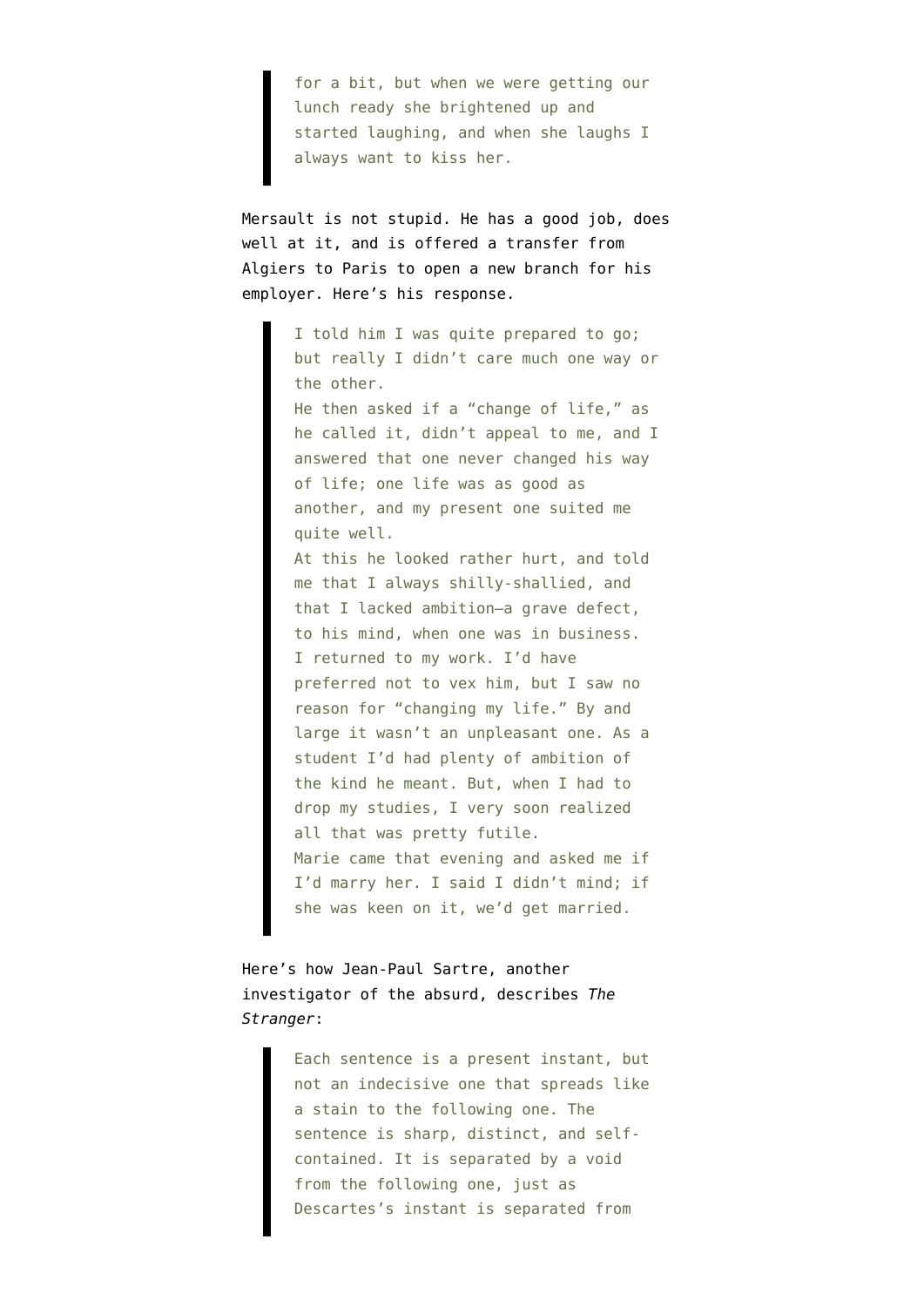> for a bit, but when we were getting our lunch ready she brightened up and started laughing, and when she laughs I always want to kiss her.

Mersault is not stupid. He has a good job, does well at it, and is offered a transfer from Algiers to Paris to open a new branch for his employer. Here's his response.

> I told him I was quite prepared to go; but really I didn't care much one way or the other.
> He then asked if a "change of life," as he called it, didn't appeal to me, and I answered that one never changed his way of life; one life was as good as another, and my present one suited me quite well.
> At this he looked rather hurt, and told me that I always shilly-shallied, and that I lacked ambition—a grave defect, to his mind, when one was in business.
> I returned to my work. I'd have preferred not to vex him, but I saw no reason for "changing my life." By and large it wasn't an unpleasant one. As a student I'd had plenty of ambition of the kind he meant. But, when I had to drop my studies, I very soon realized all that was pretty futile.
> Marie came that evening and asked me if I'd marry her. I said I didn't mind; if she was keen on it, we'd get married.

Here's how Jean-Paul Sartre, another investigator of the absurd, describes *The Stranger*:

> Each sentence is a present instant, but not an indecisive one that spreads like a stain to the following one. The sentence is sharp, distinct, and self-contained. It is separated by a void from the following one, just as Descartes's instant is separated from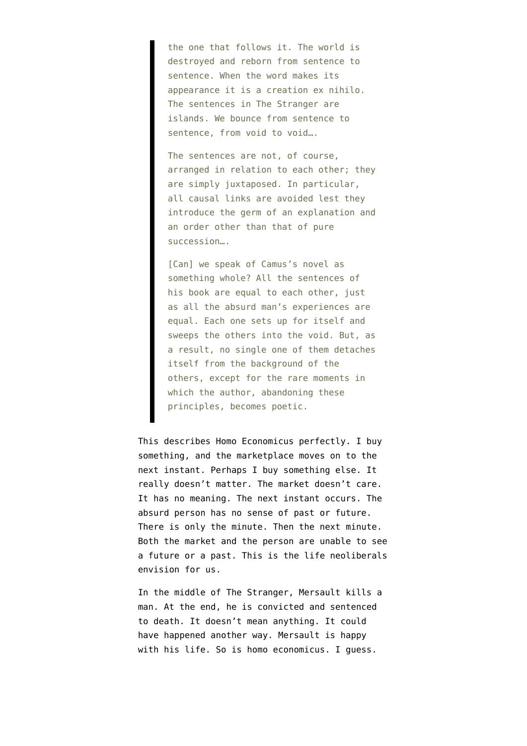> the one that follows it. The world is destroyed and reborn from sentence to sentence. When the word makes its appearance it is a creation ex nihilo. The sentences in The Stranger are islands. We bounce from sentence to sentence, from void to void….
>
> The sentences are not, of course, arranged in relation to each other; they are simply juxtaposed. In particular, all causal links are avoided lest they introduce the germ of an explanation and an order other than that of pure succession….
>
> [Can] we speak of Camus's novel as something whole? All the sentences of his book are equal to each other, just as all the absurd man's experiences are equal. Each one sets up for itself and sweeps the others into the void. But, as a result, no single one of them detaches itself from the background of the others, except for the rare moments in which the author, abandoning these principles, becomes poetic.

This describes Homo Economicus perfectly. I buy something, and the marketplace moves on to the next instant. Perhaps I buy something else. It really doesn't matter. The market doesn't care. It has no meaning. The next instant occurs. The absurd person has no sense of past or future. There is only the minute. Then the next minute. Both the market and the person are unable to see a future or a past. This is the life neoliberals envision for us.

In the middle of The Stranger, Mersault kills a man. At the end, he is convicted and sentenced to death. It doesn't mean anything. It could have happened another way. Mersault is happy with his life. So is homo economicus. I guess.